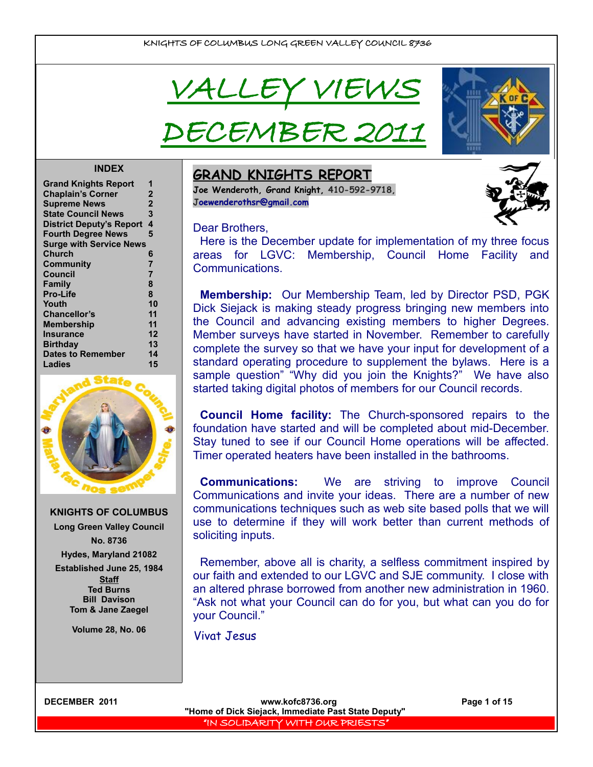KNIGHTS OF COLUMBUS LONG GREEN VALLEY COUNCIL 8736

# VALLEY VIEWS

# DECEMBER 2011

**INDEX**

| | |
|---|---|
| Grand Knights Report | 1 |
| Chaplain's Corner | 2 |
| Supreme News | 2 |
| State Council News | 3 |
| District Deputy's Report | 4 |
| Fourth Degree News | 5 |
| Surge with Service News | |
| Church | 6 |
| Community | 7 |
| Council | 7 |
| Family | 8 |
| Pro-Life | 8 |
| Youth | 10 |
| Chancellor's | 11 |
| Membership | 11 |
| Insurance | 12 |
| Birthday | 13 |
| Dates to Remember | 14 |
| Ladies | 15 |

Maryland State Council
Maria, fac nos semper scire.

**KNIGHTS OF COLUMBUS**

**Long Green Valley Council**

**No. 8736**

**Hydes, Maryland 21082**

**Established June 25, 1984**

**Staff**
**Ted Burns**
**Bill Davison**
**Tom & Jane Zaegel**

**Volume 28, No. 06**

## GRAND KNIGHTS REPORT

**Joe Wenderoth, Grand Knight, 410-592-9718, Joewenderothsr@gmail.com**

Dear Brothers,

Here is the December update for implementation of my three focus areas for LGVC: Membership, Council Home Facility and Communications.

**Membership:** Our Membership Team, led by Director PSD, PGK Dick Siejack is making steady progress bringing new members into the Council and advancing existing members to higher Degrees. Member surveys have started in November. Remember to carefully complete the survey so that we have your input for development of a standard operating procedure to supplement the bylaws. Here is a sample question" "Why did you join the Knights?" We have also started taking digital photos of members for our Council records.

**Council Home facility:** The Church-sponsored repairs to the foundation have started and will be completed about mid-December. Stay tuned to see if our Council Home operations will be affected. Timer operated heaters have been installed in the bathrooms.

**Communications:** We are striving to improve Council Communications and invite your ideas. There are a number of new communications techniques such as web site based polls that we will use to determine if they will work better than current methods of soliciting inputs.

Remember, above all is charity, a selfless commitment inspired by our faith and extended to our LGVC and SJE community. I close with an altered phrase borrowed from another new administration in 1960. "Ask not what your Council can do for you, but what can you do for your Council."

Vivat Jesus

www.kofc8736.org
"Home of Dick Siejack, Immediate Past State Deputy"
"IN SOLIDARITY WITH OUR PRIESTS"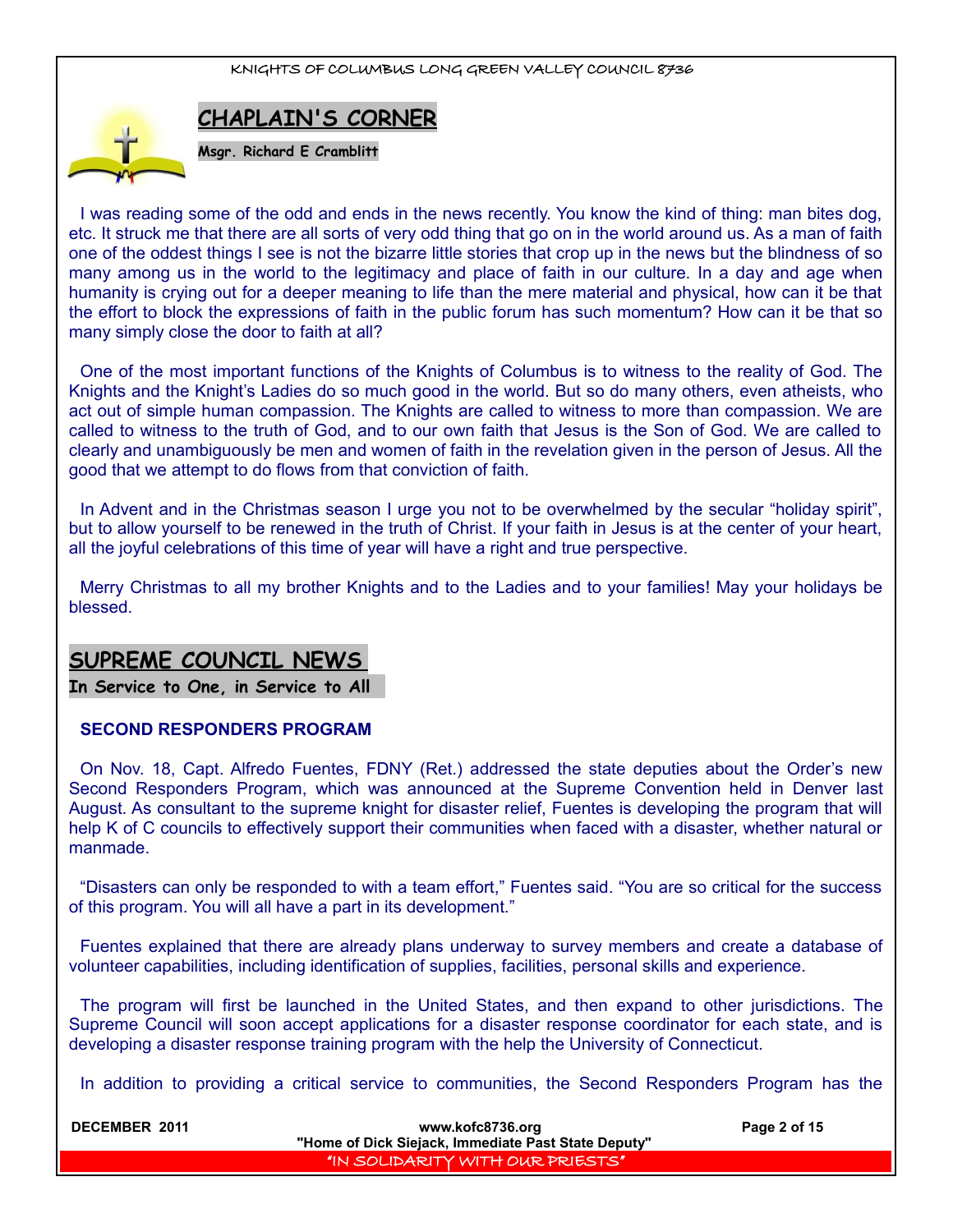## CHAPLAIN'S CORNER

**Msgr. Richard E Cramblitt**

I was reading some of the odd and ends in the news recently. You know the kind of thing: man bites dog, etc. It struck me that there are all sorts of very odd thing that go on in the world around us. As a man of faith one of the oddest things I see is not the bizarre little stories that crop up in the news but the blindness of so many among us in the world to the legitimacy and place of faith in our culture. In a day and age when humanity is crying out for a deeper meaning to life than the mere material and physical, how can it be that the effort to block the expressions of faith in the public forum has such momentum? How can it be that so many simply close the door to faith at all?

One of the most important functions of the Knights of Columbus is to witness to the reality of God. The Knights and the Knight's Ladies do so much good in the world. But so do many others, even atheists, who act out of simple human compassion. The Knights are called to witness to more than compassion. We are called to witness to the truth of God, and to our own faith that Jesus is the Son of God. We are called to clearly and unambiguously be men and women of faith in the revelation given in the person of Jesus. All the good that we attempt to do flows from that conviction of faith.

In Advent and in the Christmas season I urge you not to be overwhelmed by the secular "holiday spirit", but to allow yourself to be renewed in the truth of Christ. If your faith in Jesus is at the center of your heart, all the joyful celebrations of this time of year will have a right and true perspective.

Merry Christmas to all my brother Knights and to the Ladies and to your families! May your holidays be blessed.

## SUPREME COUNCIL NEWS

**In Service to One, in Service to All**

### SECOND RESPONDERS PROGRAM

On Nov. 18, Capt. Alfredo Fuentes, FDNY (Ret.) addressed the state deputies about the Order's new Second Responders Program, which was announced at the Supreme Convention held in Denver last August. As consultant to the supreme knight for disaster relief, Fuentes is developing the program that will help K of C councils to effectively support their communities when faced with a disaster, whether natural or manmade.

"Disasters can only be responded to with a team effort," Fuentes said. "You are so critical for the success of this program. You will all have a part in its development."

Fuentes explained that there are already plans underway to survey members and create a database of volunteer capabilities, including identification of supplies, facilities, personal skills and experience.

The program will first be launched in the United States, and then expand to other jurisdictions. The Supreme Council will soon accept applications for a disaster response coordinator for each state, and is developing a disaster response training program with the help the University of Connecticut.

In addition to providing a critical service to communities, the Second Responders Program has the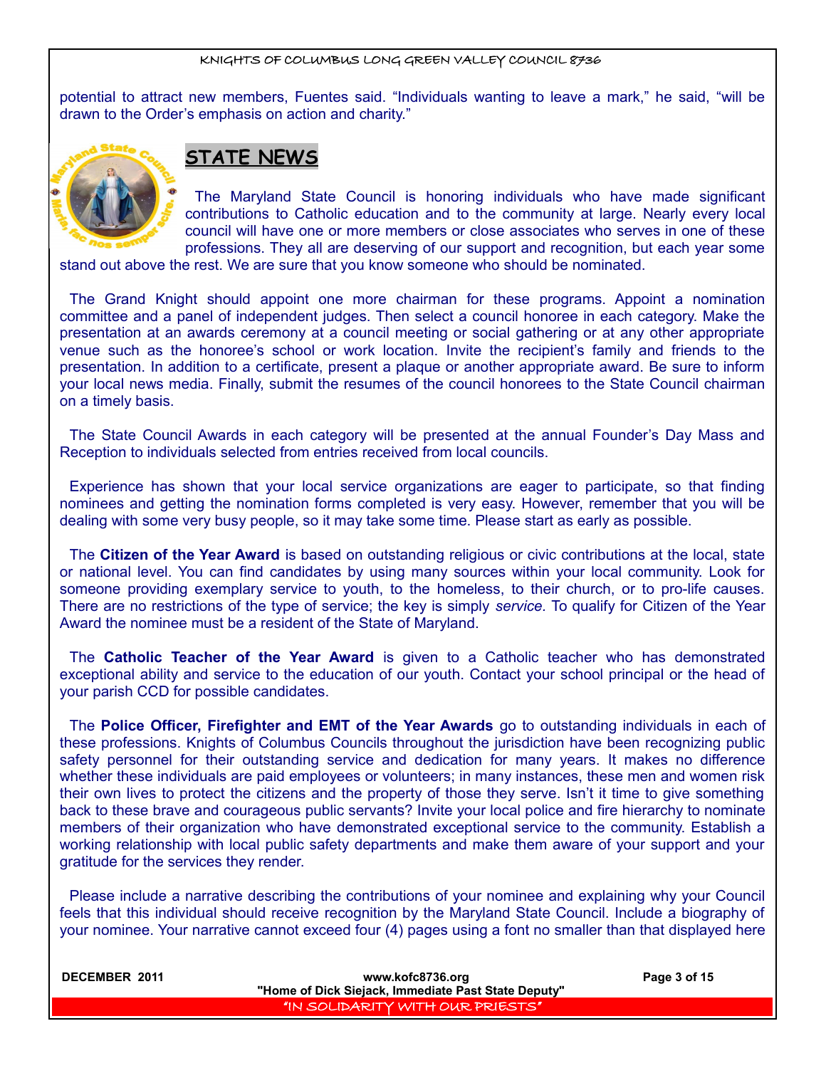potential to attract new members, Fuentes said. “Individuals wanting to leave a mark,” he said, “will be drawn to the Order’s emphasis on action and charity.”

## STATE NEWS

The Maryland State Council is honoring individuals who have made significant contributions to Catholic education and to the community at large. Nearly every local council will have one or more members or close associates who serves in one of these professions. They all are deserving of our support and recognition, but each year some stand out above the rest. We are sure that you know someone who should be nominated.

The Grand Knight should appoint one more chairman for these programs. Appoint a nomination committee and a panel of independent judges. Then select a council honoree in each category. Make the presentation at an awards ceremony at a council meeting or social gathering or at any other appropriate venue such as the honoree’s school or work location. Invite the recipient’s family and friends to the presentation. In addition to a certificate, present a plaque or another appropriate award. Be sure to inform your local news media. Finally, submit the resumes of the council honorees to the State Council chairman on a timely basis.

The State Council Awards in each category will be presented at the annual Founder’s Day Mass and Reception to individuals selected from entries received from local councils.

Experience has shown that your local service organizations are eager to participate, so that finding nominees and getting the nomination forms completed is very easy. However, remember that you will be dealing with some very busy people, so it may take some time. Please start as early as possible.

The **Citizen of the Year Award** is based on outstanding religious or civic contributions at the local, state or national level. You can find candidates by using many sources within your local community. Look for someone providing exemplary service to youth, to the homeless, to their church, or to pro-life causes. There are no restrictions of the type of service; the key is simply *service.* To qualify for Citizen of the Year Award the nominee must be a resident of the State of Maryland.

The **Catholic Teacher of the Year Award** is given to a Catholic teacher who has demonstrated exceptional ability and service to the education of our youth. Contact your school principal or the head of your parish CCD for possible candidates.

The **Police Officer, Firefighter and EMT of the Year Awards** go to outstanding individuals in each of these professions. Knights of Columbus Councils throughout the jurisdiction have been recognizing public safety personnel for their outstanding service and dedication for many years. It makes no difference whether these individuals are paid employees or volunteers; in many instances, these men and women risk their own lives to protect the citizens and the property of those they serve. Isn’t it time to give something back to these brave and courageous public servants? Invite your local police and fire hierarchy to nominate members of their organization who have demonstrated exceptional service to the community. Establish a working relationship with local public safety departments and make them aware of your support and your gratitude for the services they render.

Please include a narrative describing the contributions of your nominee and explaining why your Council feels that this individual should receive recognition by the Maryland State Council. Include a biography of your nominee. Your narrative cannot exceed four (4) pages using a font no smaller than that displayed here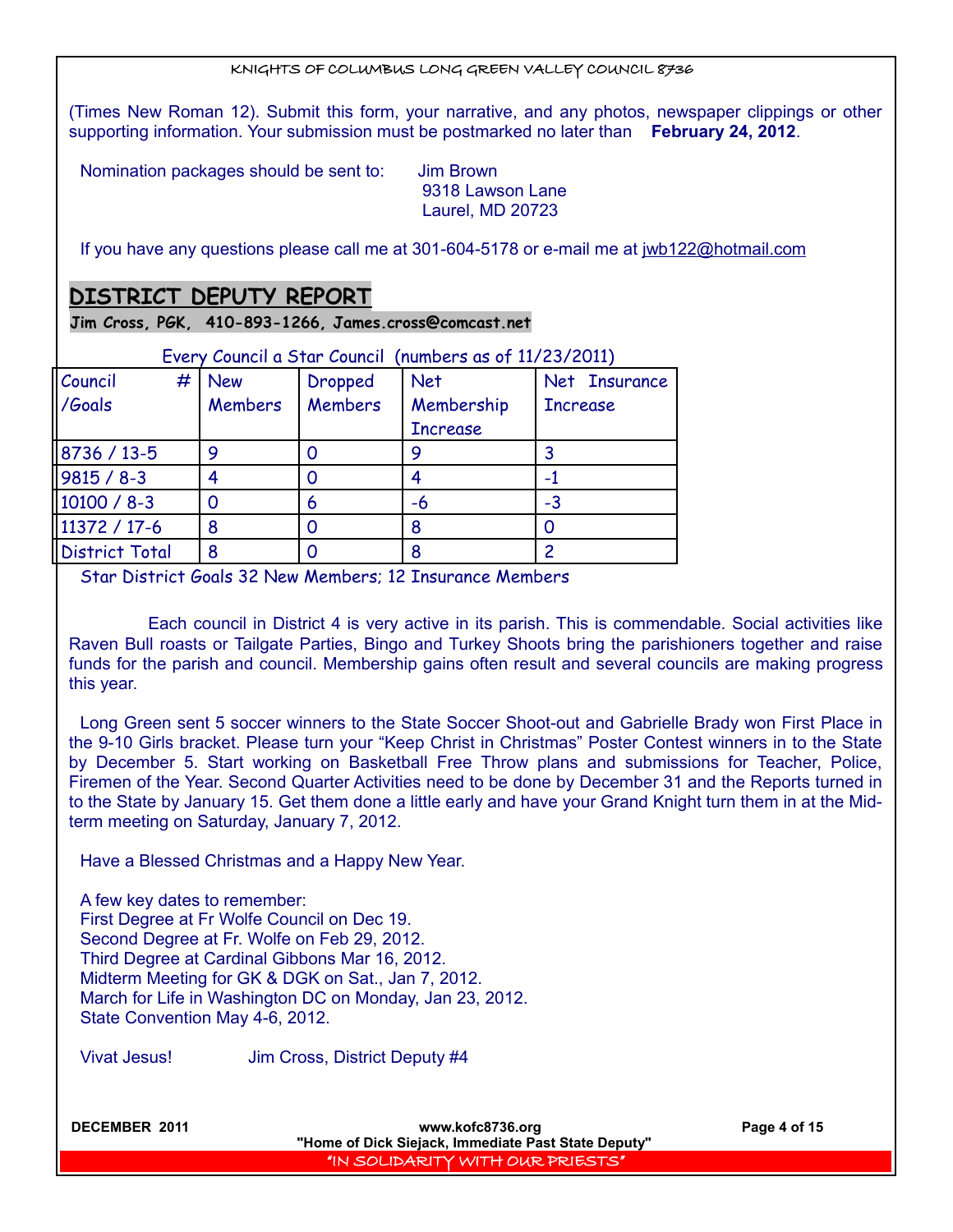(Times New Roman 12). Submit this form, your narrative, and any photos, newspaper clippings or other supporting information. Your submission must be postmarked no later than **February 24, 2012**.

Nomination packages should be sent to: Jim Brown
9318 Lawson Lane
Laurel, MD 20723

If you have any questions please call me at 301-604-5178 or e-mail me at jwb122@hotmail.com

## DISTRICT DEPUTY REPORT

**Jim Cross, PGK, 410-893-1266, James.cross@comcast.net**

Every Council a Star Council (numbers as of 11/23/2011)

| Council # /Goals | New Members | Dropped Members | Net Membership Increase | Net Insurance Increase |
|---|---|---|---|---|
| 8736 / 13-5 | 9 | 0 | 9 | 3 |
| 9815 / 8-3 | 4 | 0 | 4 | -1 |
| 10100 / 8-3 | 0 | 6 | -6 | -3 |
| 11372 / 17-6 | 8 | 0 | 8 | 0 |
| District Total | 8 | 0 | 8 | 2 |

Star District Goals 32 New Members; 12 Insurance Members

Each council in District 4 is very active in its parish. This is commendable. Social activities like Raven Bull roasts or Tailgate Parties, Bingo and Turkey Shoots bring the parishioners together and raise funds for the parish and council. Membership gains often result and several councils are making progress this year.

Long Green sent 5 soccer winners to the State Soccer Shoot-out and Gabrielle Brady won First Place in the 9-10 Girls bracket. Please turn your "Keep Christ in Christmas" Poster Contest winners in to the State by December 5. Start working on Basketball Free Throw plans and submissions for Teacher, Police, Firemen of the Year. Second Quarter Activities need to be done by December 31 and the Reports turned in to the State by January 15. Get them done a little early and have your Grand Knight turn them in at the Mid-term meeting on Saturday, January 7, 2012.

Have a Blessed Christmas and a Happy New Year.

A few key dates to remember:
First Degree at Fr Wolfe Council on Dec 19.
Second Degree at Fr. Wolfe on Feb 29, 2012.
Third Degree at Cardinal Gibbons Mar 16, 2012.
Midterm Meeting for GK & DGK on Sat., Jan 7, 2012.
March for Life in Washington DC on Monday, Jan 23, 2012.
State Convention May 4-6, 2012.

Vivat Jesus! Jim Cross, District Deputy #4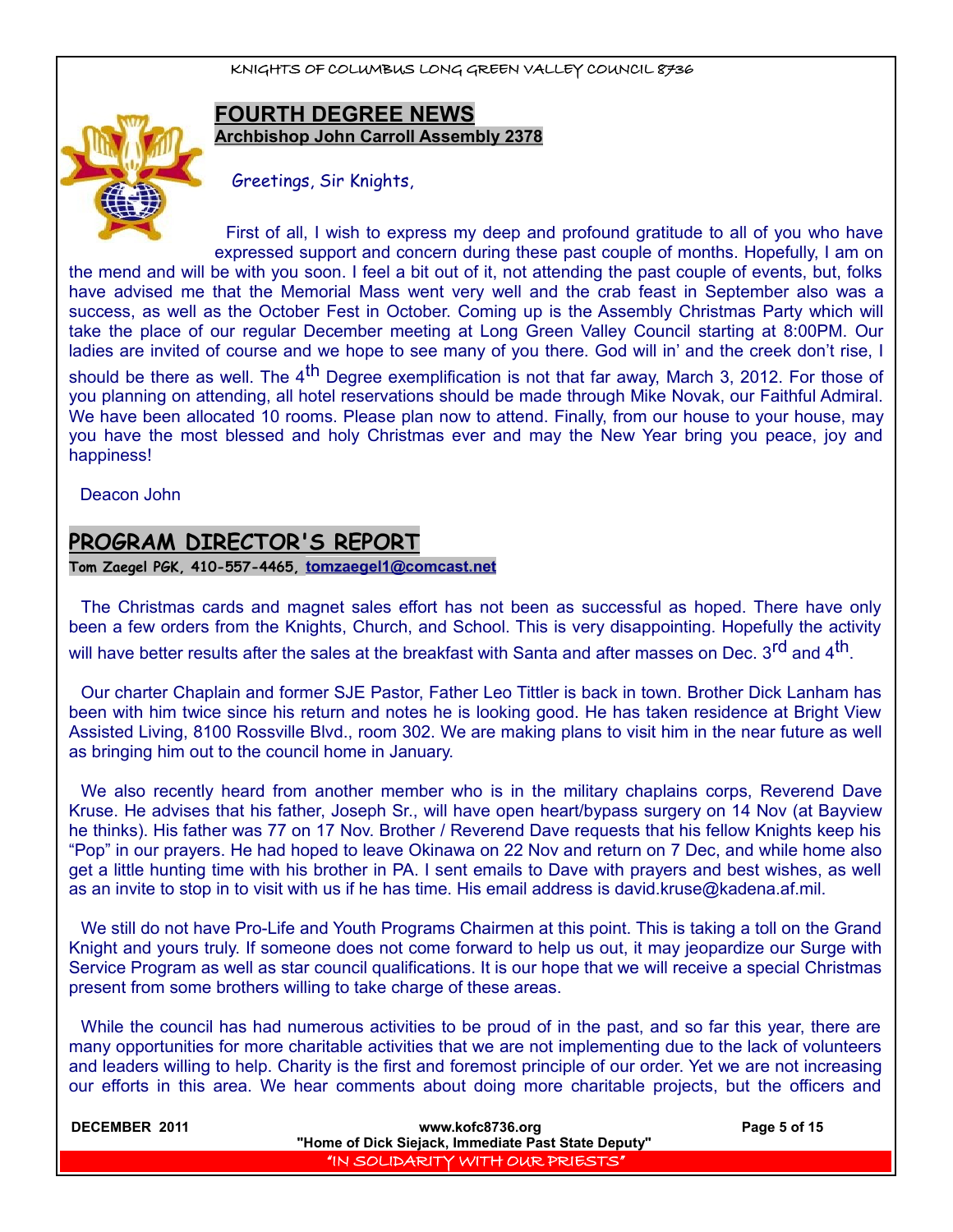## FOURTH DEGREE NEWS

**Archbishop John Carroll Assembly 2378**

Greetings, Sir Knights,

First of all, I wish to express my deep and profound gratitude to all of you who have expressed support and concern during these past couple of months. Hopefully, I am on the mend and will be with you soon. I feel a bit out of it, not attending the past couple of events, but, folks have advised me that the Memorial Mass went very well and the crab feast in September also was a success, as well as the October Fest in October. Coming up is the Assembly Christmas Party which will take the place of our regular December meeting at Long Green Valley Council starting at 8:00PM. Our ladies are invited of course and we hope to see many of you there. God will in' and the creek don't rise, I should be there as well. The 4th Degree exemplification is not that far away, March 3, 2012. For those of you planning on attending, all hotel reservations should be made through Mike Novak, our Faithful Admiral. We have been allocated 10 rooms. Please plan now to attend. Finally, from our house to your house, may you have the most blessed and holy Christmas ever and may the New Year bring you peace, joy and happiness!

Deacon John

## PROGRAM DIRECTOR'S REPORT

**Tom Zaegel PGK, 410-557-4465, tomzaegel1@comcast.net**

The Christmas cards and magnet sales effort has not been as successful as hoped. There have only been a few orders from the Knights, Church, and School. This is very disappointing. Hopefully the activity will have better results after the sales at the breakfast with Santa and after masses on Dec. 3rd and 4th.

Our charter Chaplain and former SJE Pastor, Father Leo Tittler is back in town. Brother Dick Lanham has been with him twice since his return and notes he is looking good. He has taken residence at Bright View Assisted Living, 8100 Rossville Blvd., room 302. We are making plans to visit him in the near future as well as bringing him out to the council home in January.

We also recently heard from another member who is in the military chaplains corps, Reverend Dave Kruse. He advises that his father, Joseph Sr., will have open heart/bypass surgery on 14 Nov (at Bayview he thinks). His father was 77 on 17 Nov. Brother / Reverend Dave requests that his fellow Knights keep his "Pop" in our prayers. He had hoped to leave Okinawa on 22 Nov and return on 7 Dec, and while home also get a little hunting time with his brother in PA. I sent emails to Dave with prayers and best wishes, as well as an invite to stop in to visit with us if he has time. His email address is david.kruse@kadena.af.mil.

We still do not have Pro-Life and Youth Programs Chairmen at this point. This is taking a toll on the Grand Knight and yours truly. If someone does not come forward to help us out, it may jeopardize our Surge with Service Program as well as star council qualifications. It is our hope that we will receive a special Christmas present from some brothers willing to take charge of these areas.

While the council has had numerous activities to be proud of in the past, and so far this year, there are many opportunities for more charitable activities that we are not implementing due to the lack of volunteers and leaders willing to help. Charity is the first and foremost principle of our order. Yet we are not increasing our efforts in this area. We hear comments about doing more charitable projects, but the officers and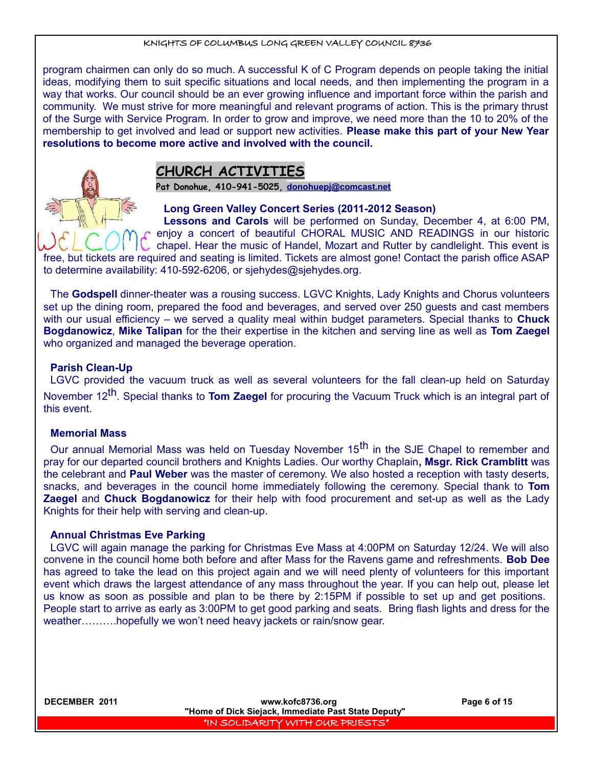program chairmen can only do so much. A successful K of C Program depends on people taking the initial ideas, modifying them to suit specific situations and local needs, and then implementing the program in a way that works. Our council should be an ever growing influence and important force within the parish and community. We must strive for more meaningful and relevant programs of action. This is the primary thrust of the Surge with Service Program. In order to grow and improve, we need more than the 10 to 20% of the membership to get involved and lead or support new activities. **Please make this part of your New Year resolutions to become more active and involved with the council.**

## CHURCH ACTIVITIES

**Pat Donohue, 410-941-5025, donohuepj@comcast.net**

WELCOME

**Long Green Valley Concert Series (2011-2012 Season)**

**Lessons and Carols** will be performed on Sunday, December 4, at 6:00 PM, enjoy a concert of beautiful CHORAL MUSIC AND READINGS in our historic chapel. Hear the music of Handel, Mozart and Rutter by candlelight. This event is free, but tickets are required and seating is limited. Tickets are almost gone! Contact the parish office ASAP to determine availability: 410-592-6206, or sjehydes@sjehydes.org.

The **Godspell** dinner-theater was a rousing success. LGVC Knights, Lady Knights and Chorus volunteers set up the dining room, prepared the food and beverages, and served over 250 guests and cast members with our usual efficiency – we served a quality meal within budget parameters. Special thanks to **Chuck Bogdanowicz**, **Mike Talipan** for the their expertise in the kitchen and serving line as well as **Tom Zaegel** who organized and managed the beverage operation.

**Parish Clean-Up**

LGVC provided the vacuum truck as well as several volunteers for the fall clean-up held on Saturday November 12th. Special thanks to **Tom Zaegel** for procuring the Vacuum Truck which is an integral part of this event.

**Memorial Mass**

Our annual Memorial Mass was held on Tuesday November 15th in the SJE Chapel to remember and pray for our departed council brothers and Knights Ladies. Our worthy Chaplain**, Msgr. Rick Cramblitt** was the celebrant and **Paul Weber** was the master of ceremony. We also hosted a reception with tasty deserts, snacks, and beverages in the council home immediately following the ceremony. Special thank to **Tom Zaegel** and **Chuck Bogdanowicz** for their help with food procurement and set-up as well as the Lady Knights for their help with serving and clean-up.

**Annual Christmas Eve Parking**

LGVC will again manage the parking for Christmas Eve Mass at 4:00PM on Saturday 12/24. We will also convene in the council home both before and after Mass for the Ravens game and refreshments. **Bob Dee** has agreed to take the lead on this project again and we will need plenty of volunteers for this important event which draws the largest attendance of any mass throughout the year. If you can help out, please let us know as soon as possible and plan to be there by 2:15PM if possible to set up and get positions. People start to arrive as early as 3:00PM to get good parking and seats. Bring flash lights and dress for the weather……….hopefully we won't need heavy jackets or rain/snow gear.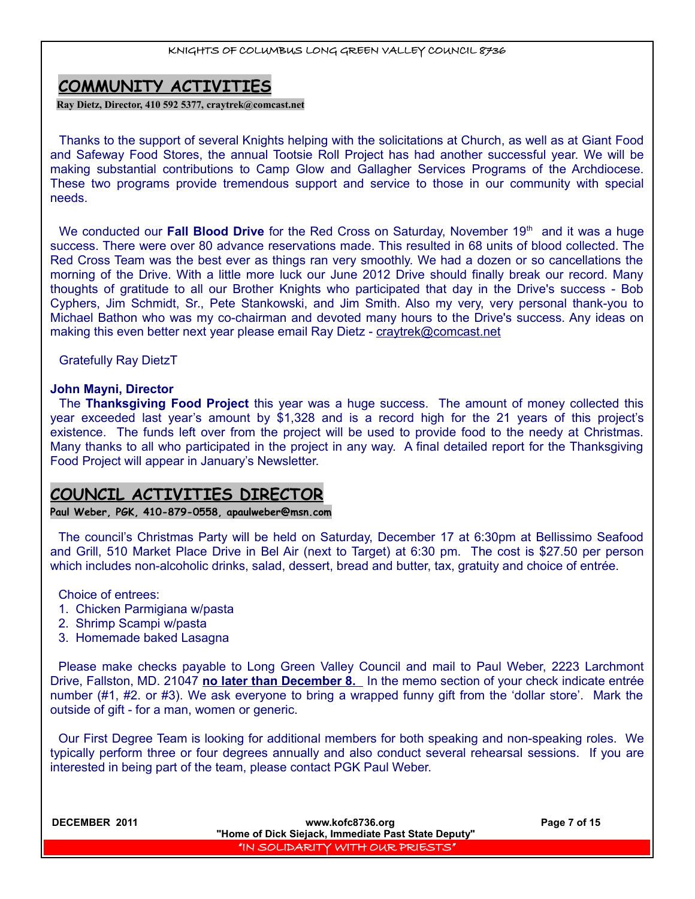## COMMUNITY ACTIVITIES

**Ray Dietz, Director, 410 592 5377, craytrek@comcast.net**

Thanks to the support of several Knights helping with the solicitations at Church, as well as at Giant Food and Safeway Food Stores, the annual Tootsie Roll Project has had another successful year. We will be making substantial contributions to Camp Glow and Gallagher Services Programs of the Archdiocese. These two programs provide tremendous support and service to those in our community with special needs.

We conducted our **Fall Blood Drive** for the Red Cross on Saturday, November 19th and it was a huge success. There were over 80 advance reservations made. This resulted in 68 units of blood collected. The Red Cross Team was the best ever as things ran very smoothly. We had a dozen or so cancellations the morning of the Drive. With a little more luck our June 2012 Drive should finally break our record. Many thoughts of gratitude to all our Brother Knights who participated that day in the Drive's success - Bob Cyphers, Jim Schmidt, Sr., Pete Stankowski, and Jim Smith. Also my very, very personal thank-you to Michael Bathon who was my co-chairman and devoted many hours to the Drive's success. Any ideas on making this even better next year please email Ray Dietz - craytrek@comcast.net

Gratefully Ray DietzT

**John Mayni, Director**

The **Thanksgiving Food Project** this year was a huge success. The amount of money collected this year exceeded last year's amount by $1,328 and is a record high for the 21 years of this project's existence. The funds left over from the project will be used to provide food to the needy at Christmas. Many thanks to all who participated in the project in any way. A final detailed report for the Thanksgiving Food Project will appear in January's Newsletter.

## COUNCIL ACTIVITIES DIRECTOR

**Paul Weber, PGK, 410-879-0558, apaulweber@msn.com**

The council's Christmas Party will be held on Saturday, December 17 at 6:30pm at Bellissimo Seafood and Grill, 510 Market Place Drive in Bel Air (next to Target) at 6:30 pm. The cost is $27.50 per person which includes non-alcoholic drinks, salad, dessert, bread and butter, tax, gratuity and choice of entrée.

Choice of entrees:

1. Chicken Parmigiana w/pasta
2. Shrimp Scampi w/pasta
3. Homemade baked Lasagna

Please make checks payable to Long Green Valley Council and mail to Paul Weber, 2223 Larchmont Drive, Fallston, MD. 21047 **no later than December 8.** In the memo section of your check indicate entrée number (#1, #2. or #3). We ask everyone to bring a wrapped funny gift from the 'dollar store'. Mark the outside of gift - for a man, women or generic.

Our First Degree Team is looking for additional members for both speaking and non-speaking roles. We typically perform three or four degrees annually and also conduct several rehearsal sessions. If you are interested in being part of the team, please contact PGK Paul Weber.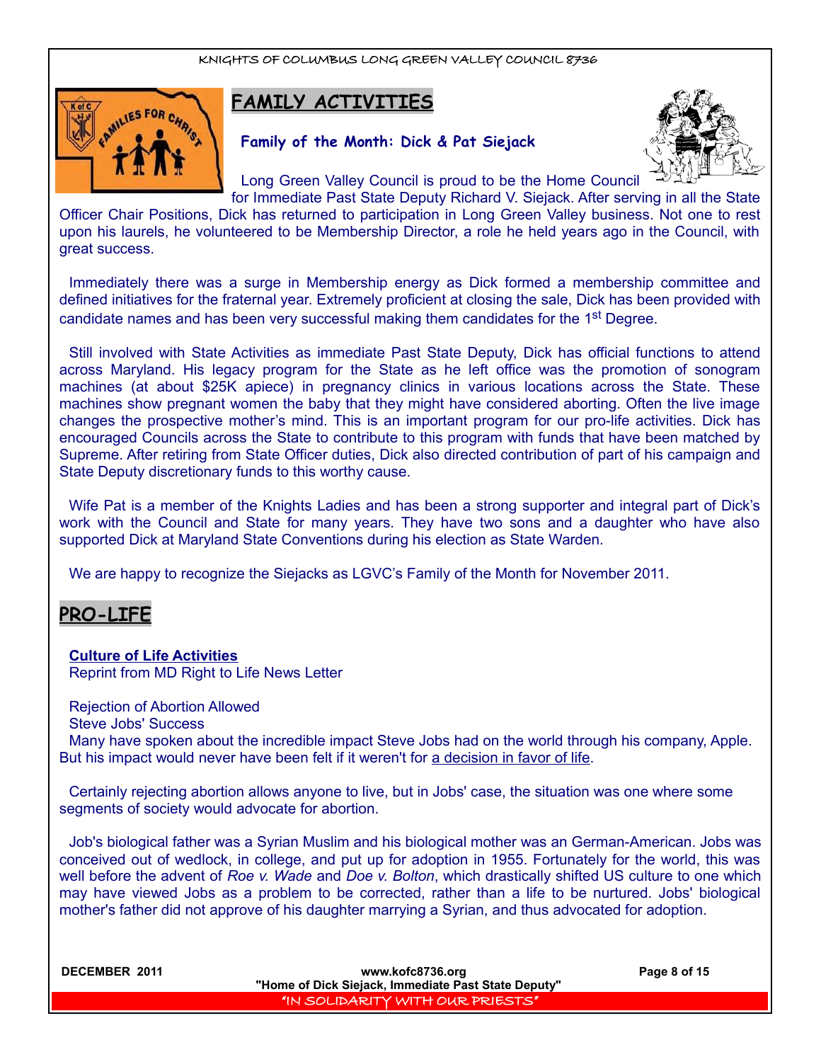## FAMILY ACTIVITIES

**Family of the Month: Dick & Pat Siejack**

Long Green Valley Council is proud to be the Home Council for Immediate Past State Deputy Richard V. Siejack. After serving in all the State Officer Chair Positions, Dick has returned to participation in Long Green Valley business. Not one to rest upon his laurels, he volunteered to be Membership Director, a role he held years ago in the Council, with great success.

Immediately there was a surge in Membership energy as Dick formed a membership committee and defined initiatives for the fraternal year. Extremely proficient at closing the sale, Dick has been provided with candidate names and has been very successful making them candidates for the 1st Degree.

Still involved with State Activities as immediate Past State Deputy, Dick has official functions to attend across Maryland. His legacy program for the State as he left office was the promotion of sonogram machines (at about $25K apiece) in pregnancy clinics in various locations across the State. These machines show pregnant women the baby that they might have considered aborting. Often the live image changes the prospective mother's mind. This is an important program for our pro-life activities. Dick has encouraged Councils across the State to contribute to this program with funds that have been matched by Supreme. After retiring from State Officer duties, Dick also directed contribution of part of his campaign and State Deputy discretionary funds to this worthy cause.

Wife Pat is a member of the Knights Ladies and has been a strong supporter and integral part of Dick's work with the Council and State for many years. They have two sons and a daughter who have also supported Dick at Maryland State Conventions during his election as State Warden.

We are happy to recognize the Siejacks as LGVC's Family of the Month for November 2011.

## PRO-LIFE

**Culture of Life Activities**
Reprint from MD Right to Life News Letter

Rejection of Abortion Allowed
Steve Jobs' Success
Many have spoken about the incredible impact Steve Jobs had on the world through his company, Apple. But his impact would never have been felt if it weren't for a decision in favor of life.

Certainly rejecting abortion allows anyone to live, but in Jobs' case, the situation was one where some segments of society would advocate for abortion.

Job's biological father was a Syrian Muslim and his biological mother was an German-American. Jobs was conceived out of wedlock, in college, and put up for adoption in 1955. Fortunately for the world, this was well before the advent of *Roe v. Wade* and *Doe v. Bolton*, which drastically shifted US culture to one which may have viewed Jobs as a problem to be corrected, rather than a life to be nurtured. Jobs' biological mother's father did not approve of his daughter marrying a Syrian, and thus advocated for adoption.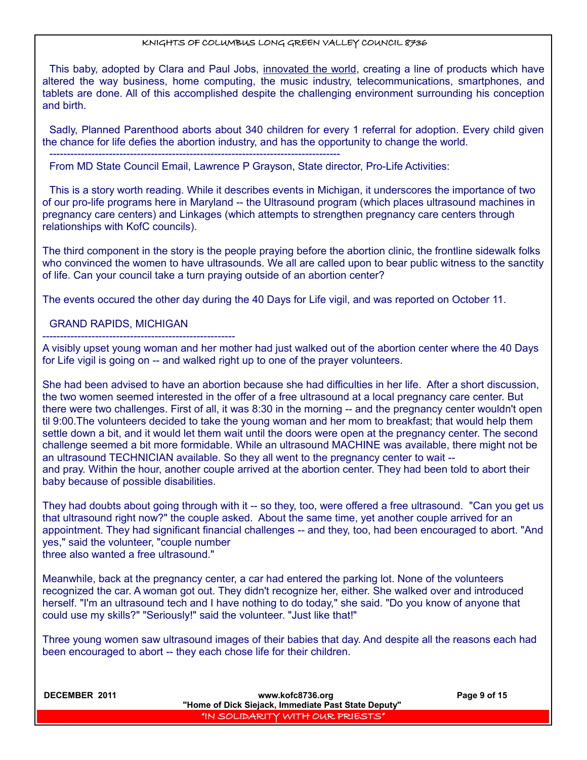This baby, adopted by Clara and Paul Jobs, innovated the world, creating a line of products which have altered the way business, home computing, the music industry, telecommunications, smartphones, and tablets are done. All of this accomplished despite the challenging environment surrounding his conception and birth.

Sadly, Planned Parenthood aborts about 340 children for every 1 referral for adoption. Every child given the chance for life defies the abortion industry, and has the opportunity to change the world.

---

From MD State Council Email, Lawrence P Grayson, State director, Pro-Life Activities:

This is a story worth reading. While it describes events in Michigan, it underscores the importance of two of our pro-life programs here in Maryland -- the Ultrasound program (which places ultrasound machines in pregnancy care centers) and Linkages (which attempts to strengthen pregnancy care centers through relationships with KofC councils).

The third component in the story is the people praying before the abortion clinic, the frontline sidewalk folks who convinced the women to have ultrasounds. We all are called upon to bear public witness to the sanctity of life. Can your council take a turn praying outside of an abortion center?

The events occured the other day during the 40 Days for Life vigil, and was reported on October 11.

GRAND RAPIDS, MICHIGAN

---

A visibly upset young woman and her mother had just walked out of the abortion center where the 40 Days for Life vigil is going on -- and walked right up to one of the prayer volunteers.

She had been advised to have an abortion because she had difficulties in her life. After a short discussion, the two women seemed interested in the offer of a free ultrasound at a local pregnancy care center. But there were two challenges. First of all, it was 8:30 in the morning -- and the pregnancy center wouldn't open til 9:00.The volunteers decided to take the young woman and her mom to breakfast; that would help them settle down a bit, and it would let them wait until the doors were open at the pregnancy center. The second challenge seemed a bit more formidable. While an ultrasound MACHINE was available, there might not be an ultrasound TECHNICIAN available. So they all went to the pregnancy center to wait -- and pray. Within the hour, another couple arrived at the abortion center. They had been told to abort their baby because of possible disabilities.

They had doubts about going through with it -- so they, too, were offered a free ultrasound. "Can you get us that ultrasound right now?" the couple asked. About the same time, yet another couple arrived for an appointment. They had significant financial challenges -- and they, too, had been encouraged to abort. "And yes," said the volunteer, "couple number three also wanted a free ultrasound."

Meanwhile, back at the pregnancy center, a car had entered the parking lot. None of the volunteers recognized the car. A woman got out. They didn't recognize her, either. She walked over and introduced herself. "I'm an ultrasound tech and I have nothing to do today," she said. "Do you know of anyone that could use my skills?" "Seriously!" said the volunteer. "Just like that!"

Three young women saw ultrasound images of their babies that day. And despite all the reasons each had been encouraged to abort -- they each chose life for their children.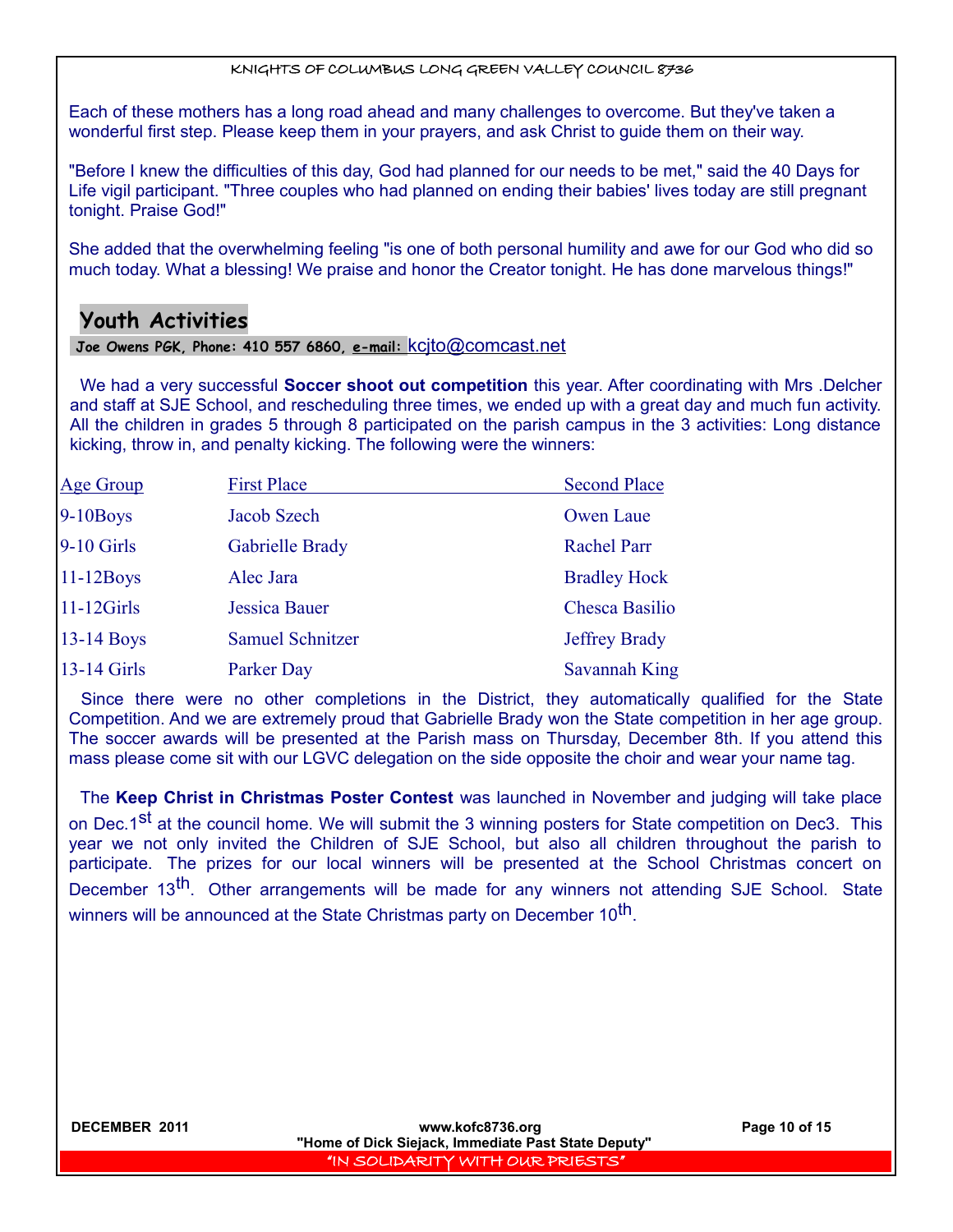Each of these mothers has a long road ahead and many challenges to overcome. But they've taken a wonderful first step. Please keep them in your prayers, and ask Christ to guide them on their way.

"Before I knew the difficulties of this day, God had planned for our needs to be met," said the 40 Days for Life vigil participant. "Three couples who had planned on ending their babies' lives today are still pregnant tonight. Praise God!"

She added that the overwhelming feeling "is one of both personal humility and awe for our God who did so much today. What a blessing! We praise and honor the Creator tonight. He has done marvelous things!"

## Youth Activities

**Joe Owens PGK, Phone: 410 557 6860, e-mail:** kcjto@comcast.net

We had a very successful **Soccer shoot out competition** this year. After coordinating with Mrs .Delcher and staff at SJE School, and rescheduling three times, we ended up with a great day and much fun activity. All the children in grades 5 through 8 participated on the parish campus in the 3 activities: Long distance kicking, throw in, and penalty kicking. The following were the winners:

| Age Group | First Place | Second Place |
|---|---|---|
| 9-10Boys | Jacob Szech | Owen Laue |
| 9-10 Girls | Gabrielle Brady | Rachel Parr |
| 11-12Boys | Alec Jara | Bradley Hock |
| 11-12Girls | Jessica Bauer | Chesca Basilio |
| 13-14 Boys | Samuel Schnitzer | Jeffrey Brady |
| 13-14 Girls | Parker Day | Savannah King |

Since there were no other completions in the District, they automatically qualified for the State Competition. And we are extremely proud that Gabrielle Brady won the State competition in her age group. The soccer awards will be presented at the Parish mass on Thursday, December 8th. If you attend this mass please come sit with our LGVC delegation on the side opposite the choir and wear your name tag.

The **Keep Christ in Christmas Poster Contest** was launched in November and judging will take place on Dec.1st at the council home. We will submit the 3 winning posters for State competition on Dec3. This year we not only invited the Children of SJE School, but also all children throughout the parish to participate. The prizes for our local winners will be presented at the School Christmas concert on December 13th. Other arrangements will be made for any winners not attending SJE School. State winners will be announced at the State Christmas party on December 10th.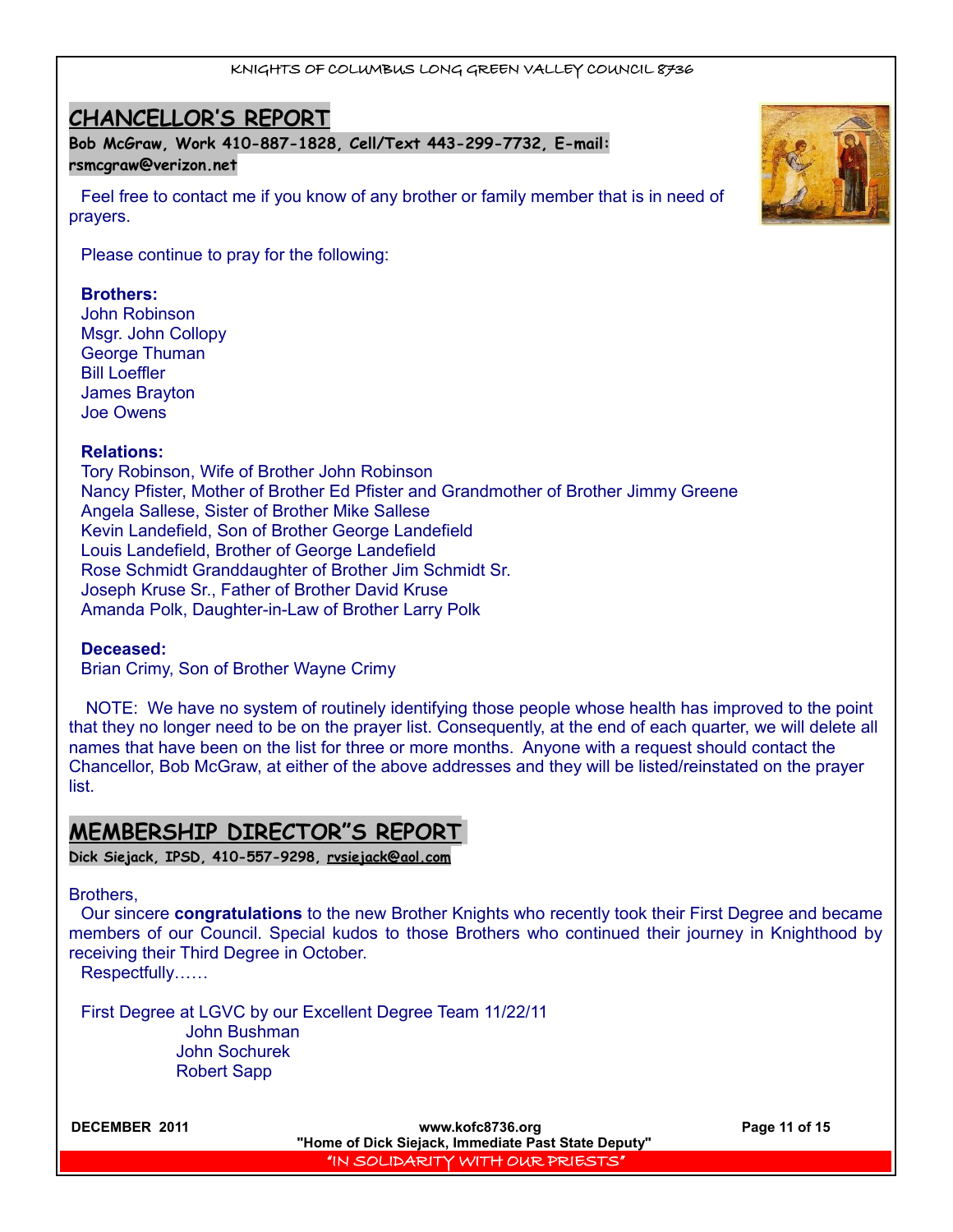## CHANCELLOR'S REPORT

**Bob McGraw, Work 410-887-1828, Cell/Text 443-299-7732, E-mail: rsmcgraw@verizon.net**

Feel free to contact me if you know of any brother or family member that is in need of prayers.

Please continue to pray for the following:

**Brothers:**
John Robinson
Msgr. John Collopy
George Thuman
Bill Loeffler
James Brayton
Joe Owens

**Relations:**
Tory Robinson, Wife of Brother John Robinson
Nancy Pfister, Mother of Brother Ed Pfister and Grandmother of Brother Jimmy Greene
Angela Sallese, Sister of Brother Mike Sallese
Kevin Landefield, Son of Brother George Landefield
Louis Landefield, Brother of George Landefield
Rose Schmidt Granddaughter of Brother Jim Schmidt Sr.
Joseph Kruse Sr., Father of Brother David Kruse
Amanda Polk, Daughter-in-Law of Brother Larry Polk

**Deceased:**
Brian Crimy, Son of Brother Wayne Crimy

NOTE: We have no system of routinely identifying those people whose health has improved to the point that they no longer need to be on the prayer list. Consequently, at the end of each quarter, we will delete all names that have been on the list for three or more months. Anyone with a request should contact the Chancellor, Bob McGraw, at either of the above addresses and they will be listed/reinstated on the prayer list.

## MEMBERSHIP DIRECTOR"S REPORT

**Dick Siejack, IPSD, 410-557-9298, rvsiejack@aol.com**

Brothers,

Our sincere **congratulations** to the new Brother Knights who recently took their First Degree and became members of our Council. Special kudos to those Brothers who continued their journey in Knighthood by receiving their Third Degree in October.

Respectfully……

First Degree at LGVC by our Excellent Degree Team 11/22/11
John Bushman
John Sochurek
Robert Sapp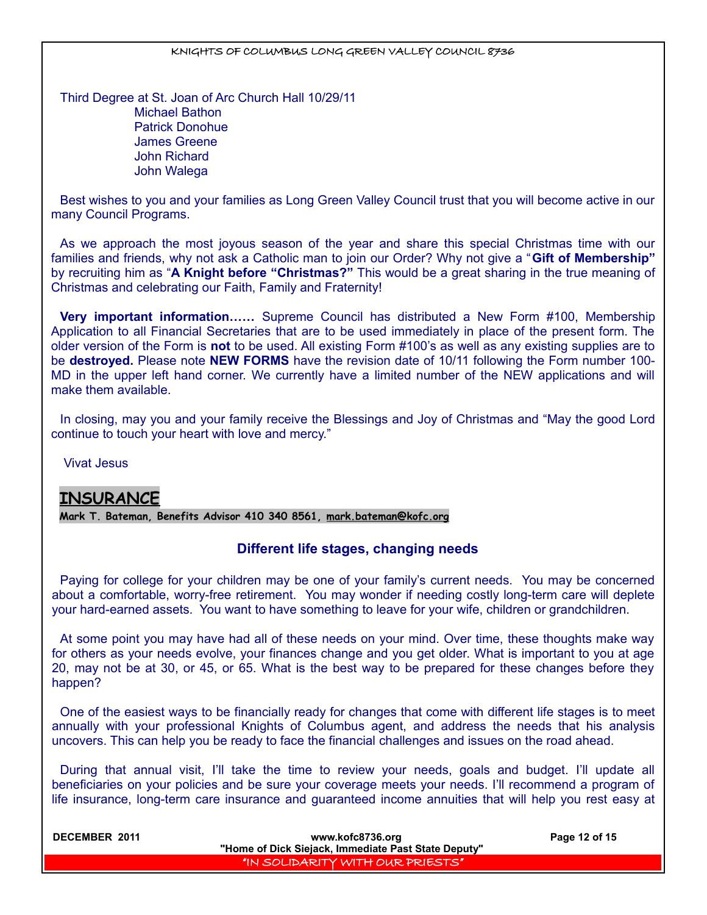Third Degree at St. Joan of Arc Church Hall 10/29/11

Michael Bathon
Patrick Donohue
James Greene
John Richard
John Walega

Best wishes to you and your families as Long Green Valley Council trust that you will become active in our many Council Programs.

As we approach the most joyous season of the year and share this special Christmas time with our families and friends, why not ask a Catholic man to join our Order? Why not give a "**Gift of Membership"** by recruiting him as "**A Knight before "Christmas?"** This would be a great sharing in the true meaning of Christmas and celebrating our Faith, Family and Fraternity!

**Very important information……** Supreme Council has distributed a New Form #100, Membership Application to all Financial Secretaries that are to be used immediately in place of the present form. The older version of the Form is **not** to be used. All existing Form #100's as well as any existing supplies are to be **destroyed.** Please note **NEW FORMS** have the revision date of 10/11 following the Form number 100-MD in the upper left hand corner. We currently have a limited number of the NEW applications and will make them available.

In closing, may you and your family receive the Blessings and Joy of Christmas and "May the good Lord continue to touch your heart with love and mercy."

Vivat Jesus

## INSURANCE

**Mark T. Bateman, Benefits Advisor 410 340 8561, mark.bateman@kofc.org**

### Different life stages, changing needs

Paying for college for your children may be one of your family's current needs. You may be concerned about a comfortable, worry-free retirement. You may wonder if needing costly long-term care will deplete your hard-earned assets. You want to have something to leave for your wife, children or grandchildren.

At some point you may have had all of these needs on your mind. Over time, these thoughts make way for others as your needs evolve, your finances change and you get older. What is important to you at age 20, may not be at 30, or 45, or 65. What is the best way to be prepared for these changes before they happen?

One of the easiest ways to be financially ready for changes that come with different life stages is to meet annually with your professional Knights of Columbus agent, and address the needs that his analysis uncovers. This can help you be ready to face the financial challenges and issues on the road ahead.

During that annual visit, I'll take the time to review your needs, goals and budget. I'll update all beneficiaries on your policies and be sure your coverage meets your needs. I'll recommend a program of life insurance, long-term care insurance and guaranteed income annuities that will help you rest easy at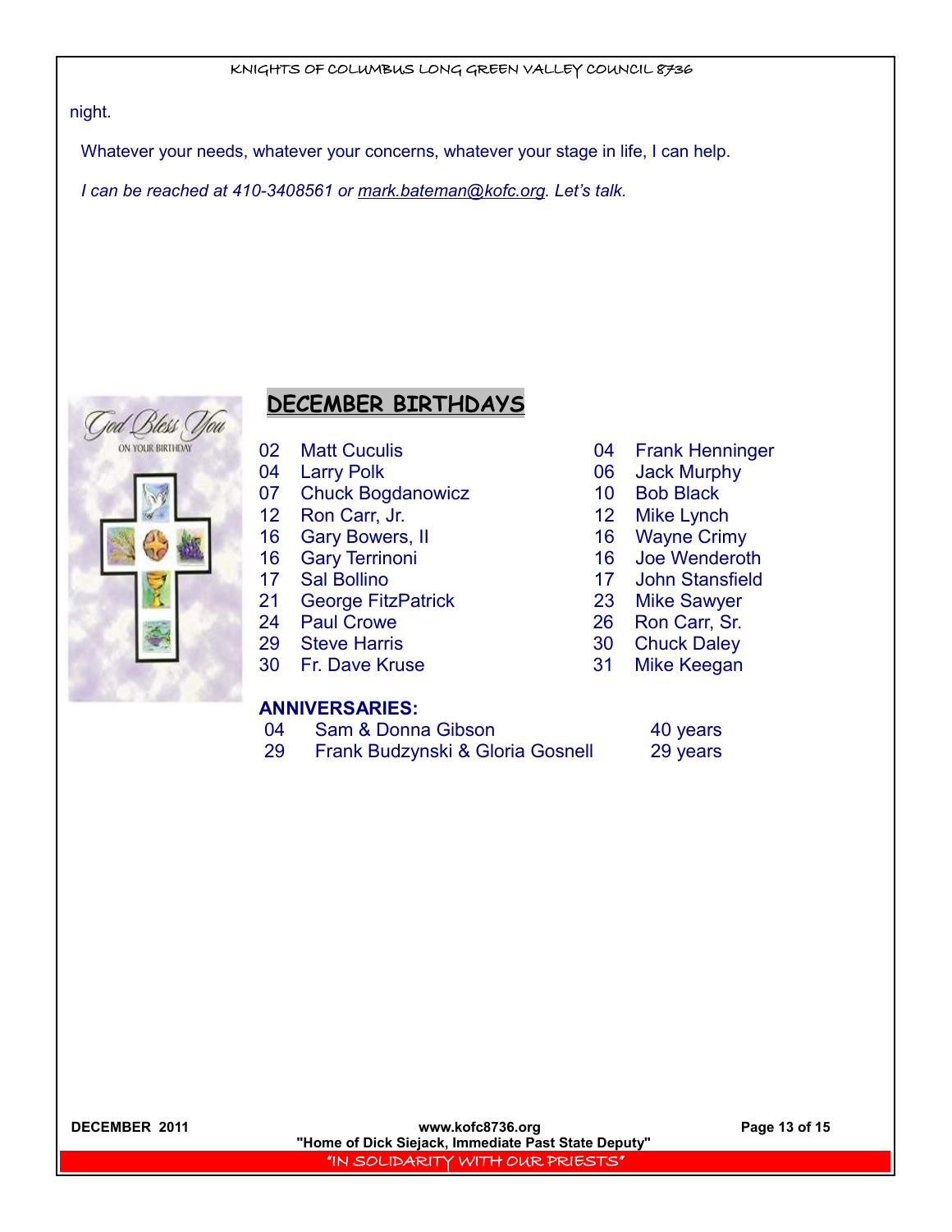night.

Whatever your needs, whatever your concerns, whatever your stage in life, I can help.

*I can be reached at 410-3408561 or mark.bateman@kofc.org. Let's talk.*

## DECEMBER BIRTHDAYS

02 Matt Cuculis
04 Larry Polk
07 Chuck Bogdanowicz
12 Ron Carr, Jr.
16 Gary Bowers, II
16 Gary Terrinoni
17 Sal Bollino
21 George FitzPatrick
24 Paul Crowe
29 Steve Harris
30 Fr. Dave Kruse
04 Frank Henninger
06 Jack Murphy
10 Bob Black
12 Mike Lynch
16 Wayne Crimy
16 Joe Wenderoth
17 John Stansfield
23 Mike Sawyer
26 Ron Carr, Sr.
30 Chuck Daley
31 Mike Keegan

**ANNIVERSARIES:**

| | | |
|---|---|---|
| 04 | Sam & Donna Gibson | 40 years |
| 29 | Frank Budzynski & Gloria Gosnell | 29 years |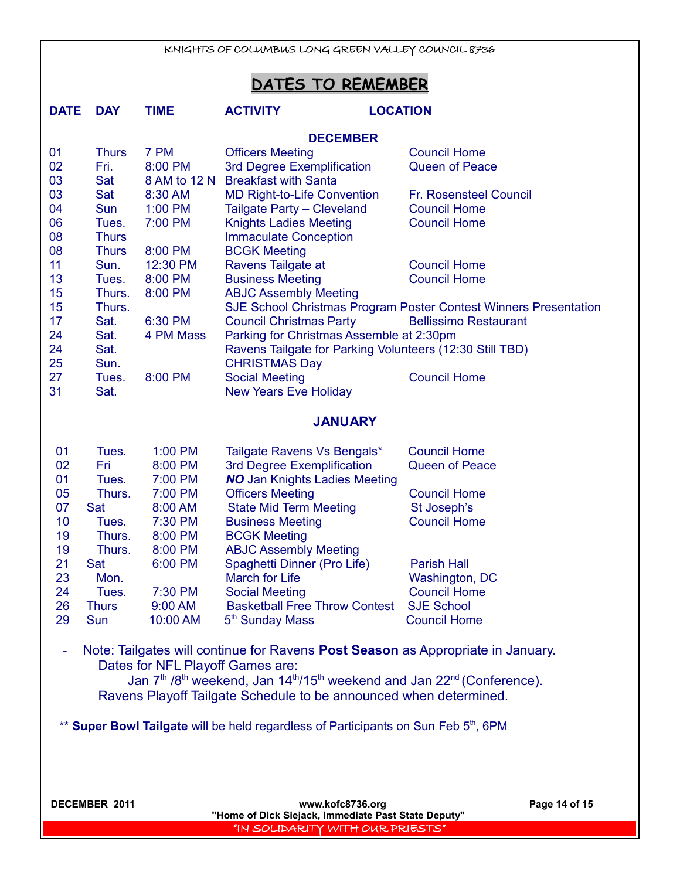# DATES TO REMEMBER

| DATE | DAY | TIME | ACTIVITY | LOCATION |
|---|---|---|---|---|
| | | | **DECEMBER** | |
| 01 | Thurs | 7 PM | Officers Meeting | Council Home |
| 02 | Fri. | 8:00 PM | 3rd Degree Exemplification | Queen of Peace |
| 03 | Sat | 8 AM to 12 N | Breakfast with Santa | |
| 03 | Sat | 8:30 AM | MD Right-to-Life Convention | Fr. Rosensteel Council |
| 04 | Sun | 1:00 PM | Tailgate Party – Cleveland | Council Home |
| 06 | Tues. | 7:00 PM | Knights Ladies Meeting | Council Home |
| 08 | Thurs | | Immaculate Conception | |
| 08 | Thurs | 8:00 PM | BCGK Meeting | |
| 11 | Sun. | 12:30 PM | Ravens Tailgate at | Council Home |
| 13 | Tues. | 8:00 PM | Business Meeting | Council Home |
| 15 | Thurs. | 8:00 PM | ABJC Assembly Meeting | |
| 15 | Thurs. | | SJE School Christmas Program Poster Contest Winners Presentation | |
| 17 | Sat. | 6:30 PM | Council Christmas Party | Bellissimo Restaurant |
| 24 | Sat. | 4 PM Mass | Parking for Christmas Assemble at 2:30pm | |
| 24 | Sat. | | Ravens Tailgate for Parking Volunteers (12:30 Still TBD) | |
| 25 | Sun. | | CHRISTMAS Day | |
| 27 | Tues. | 8:00 PM | Social Meeting | Council Home |
| 31 | Sat. | | New Years Eve Holiday | |
| | | | **JANUARY** | |
| 01 | Tues. | 1:00 PM | Tailgate Ravens Vs Bengals* | Council Home |
| 02 | Fri | 8:00 PM | 3rd Degree Exemplification | Queen of Peace |
| 01 | Tues. | 7:00 PM | ***NO*** Jan Knights Ladies Meeting | |
| 05 | Thurs. | 7:00 PM | Officers Meeting | Council Home |
| 07 | Sat | 8:00 AM | State Mid Term Meeting | St Joseph's |
| 10 | Tues. | 7:30 PM | Business Meeting | Council Home |
| 19 | Thurs. | 8:00 PM | BCGK Meeting | |
| 19 | Thurs. | 8:00 PM | ABJC Assembly Meeting | |
| 21 | Sat | 6:00 PM | Spaghetti Dinner (Pro Life) | Parish Hall |
| 23 | Mon. | | March for Life | Washington, DC |
| 24 | Tues. | 7:30 PM | Social Meeting | Council Home |
| 26 | Thurs | 9:00 AM | Basketball Free Throw Contest | SJE School |
| 29 | Sun | 10:00 AM | 5th Sunday Mass | Council Home |

- Note: Tailgates will continue for Ravens **Post Season** as Appropriate in January.
  Dates for NFL Playoff Games are:
  Jan 7th /8th weekend, Jan 14th/15th weekend and Jan 22nd (Conference).
  Ravens Playoff Tailgate Schedule to be announced when determined.

** **Super Bowl Tailgate** will be held regardless of Participants on Sun Feb 5th, 6PM

www.kofc8736.org
"Home of Dick Siejack, Immediate Past State Deputy"
"IN SOLIDARITY WITH OUR PRIESTS"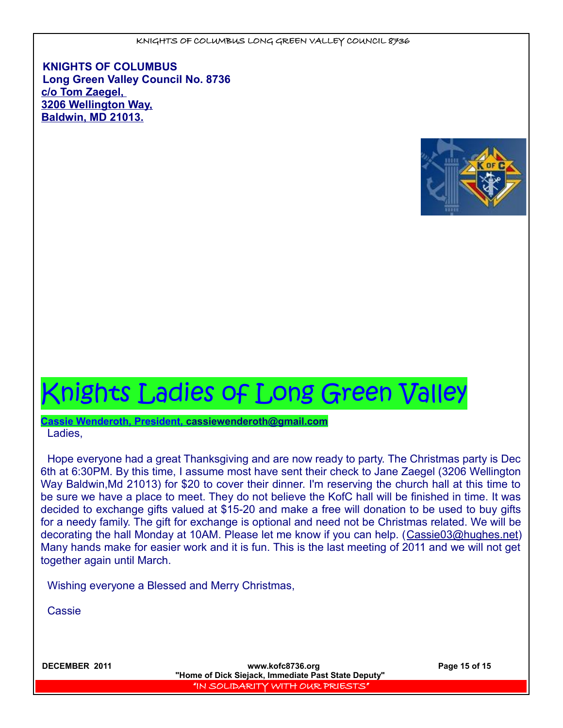**KNIGHTS OF COLUMBUS**
**Long Green Valley Council No. 8736**
**c/o Tom Zaegel,**
**3206 Wellington Way,**
**Baldwin, MD 21013.**

# Knights Ladies of Long Green Valley

**Cassie Wenderoth, President, cassiewenderoth@gmail.com**

Ladies,

Hope everyone had a great Thanksgiving and are now ready to party. The Christmas party is Dec 6th at 6:30PM. By this time, I assume most have sent their check to Jane Zaegel (3206 Wellington Way Baldwin,Md 21013) for $20 to cover their dinner. I'm reserving the church hall at this time to be sure we have a place to meet. They do not believe the KofC hall will be finished in time. It was decided to exchange gifts valued at $15-20 and make a free will donation to be used to buy gifts for a needy family. The gift for exchange is optional and need not be Christmas related. We will be decorating the hall Monday at 10AM. Please let me know if you can help. (Cassie03@hughes.net) Many hands make for easier work and it is fun. This is the last meeting of 2011 and we will not get together again until March.

Wishing everyone a Blessed and Merry Christmas,

Cassie